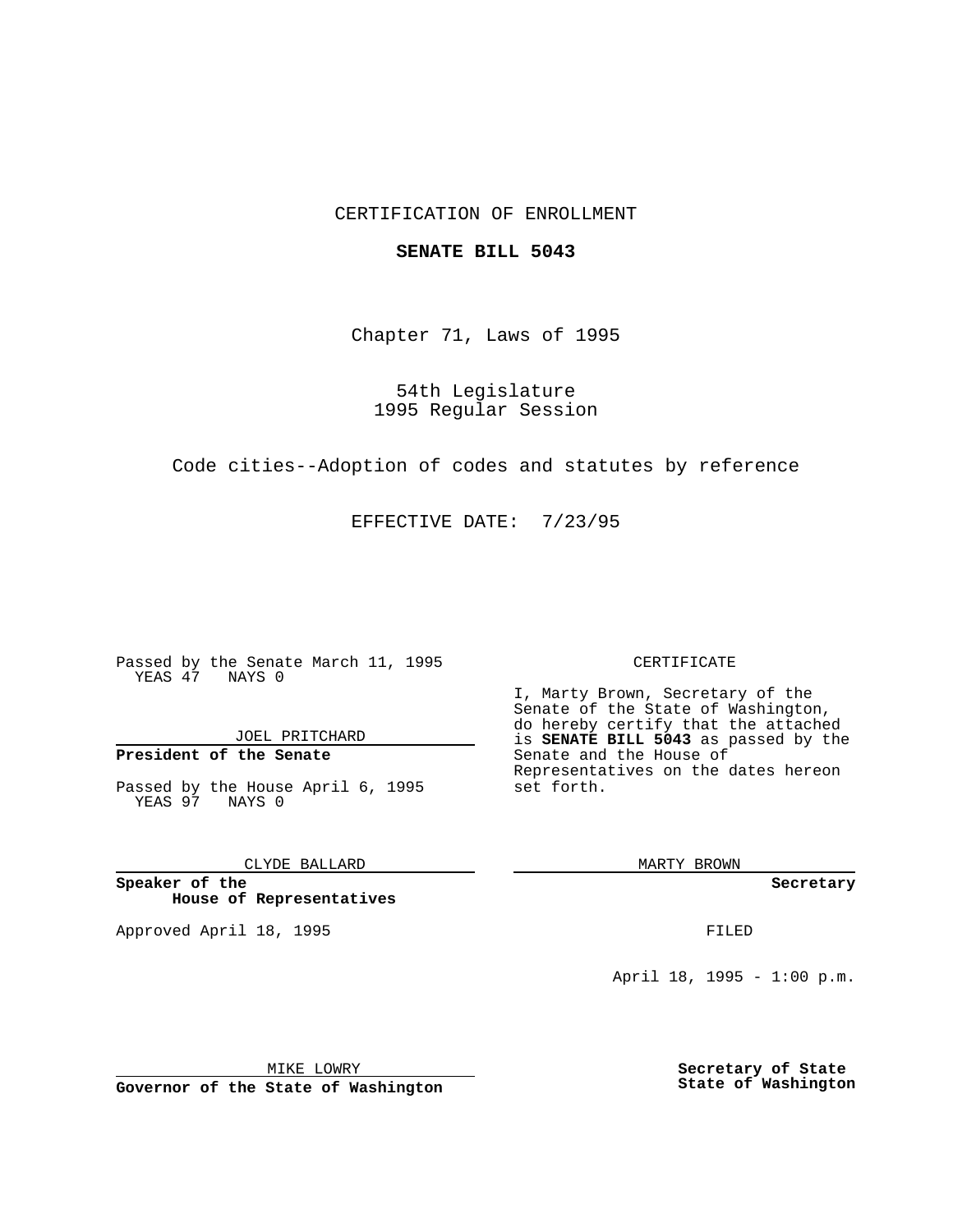CERTIFICATION OF ENROLLMENT

**SENATE BILL 5043**

Chapter 71, Laws of 1995

54th Legislature
1995 Regular Session

Code cities--Adoption of codes and statutes by reference

EFFECTIVE DATE: 7/23/95

Passed by the Senate March 11, 1995
YEAS 47 NAYS 0

JOEL PRITCHARD

**President of the Senate**

Passed by the House April 6, 1995
YEAS 97 NAYS 0

CLYDE BALLARD

**Speaker of the House of Representatives**

Approved April 18, 1995

MIKE LOWRY

**Governor of the State of Washington**

CERTIFICATE

I, Marty Brown, Secretary of the Senate of the State of Washington, do hereby certify that the attached is **SENATE BILL 5043** as passed by the Senate and the House of Representatives on the dates hereon set forth.

MARTY BROWN

**Secretary**

FILED

April 18, 1995 - 1:00 p.m.

**Secretary of State State of Washington**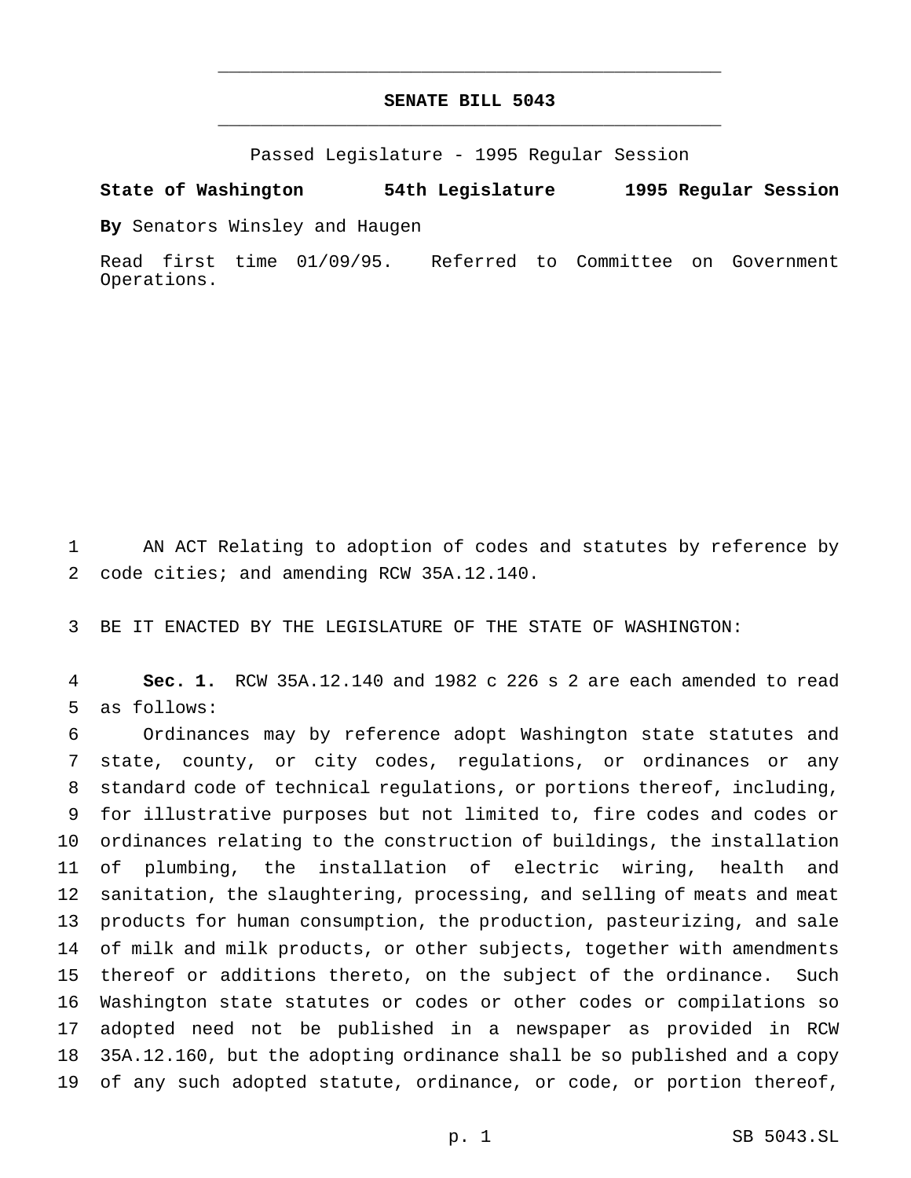# SENATE BILL 5043

Passed Legislature - 1995 Regular Session

**State of Washington 54th Legislature 1995 Regular Session**

**By** Senators Winsley and Haugen

Read first time 01/09/95. Referred to Committee on Government Operations.

1 AN ACT Relating to adoption of codes and statutes by reference by
2 code cities; and amending RCW 35A.12.140.

3 BE IT ENACTED BY THE LEGISLATURE OF THE STATE OF WASHINGTON:

4 **Sec. 1.** RCW 35A.12.140 and 1982 c 226 s 2 are each amended to read
5 as follows:

6 Ordinances may by reference adopt Washington state statutes and
7 state, county, or city codes, regulations, or ordinances or any
8 standard code of technical regulations, or portions thereof, including,
9 for illustrative purposes but not limited to, fire codes and codes or
10 ordinances relating to the construction of buildings, the installation
11 of plumbing, the installation of electric wiring, health and
12 sanitation, the slaughtering, processing, and selling of meats and meat
13 products for human consumption, the production, pasteurizing, and sale
14 of milk and milk products, or other subjects, together with amendments
15 thereof or additions thereto, on the subject of the ordinance. Such
16 Washington state statutes or codes or other codes or compilations so
17 adopted need not be published in a newspaper as provided in RCW
18 35A.12.160, but the adopting ordinance shall be so published and a copy
19 of any such adopted statute, ordinance, or code, or portion thereof,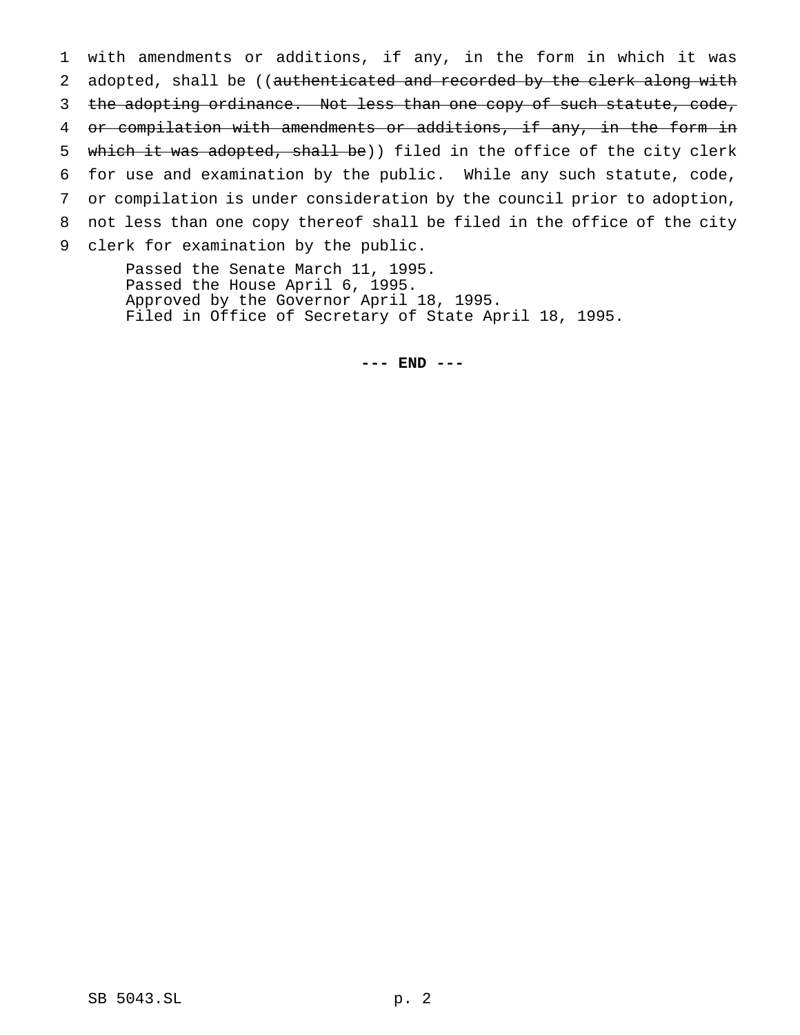with amendments or additions, if any, in the form in which it was adopted, shall be ((~~authenticated and recorded by the clerk along with the adopting ordinance. Not less than one copy of such statute, code, or compilation with amendments or additions, if any, in the form in which it was adopted, shall be~~)) filed in the office of the city clerk for use and examination by the public. While any such statute, code, or compilation is under consideration by the council prior to adoption, not less than one copy thereof shall be filed in the office of the city clerk for examination by the public.

Passed the Senate March 11, 1995.
Passed the House April 6, 1995.
Approved by the Governor April 18, 1995.
Filed in Office of Secretary of State April 18, 1995.

**--- END ---**